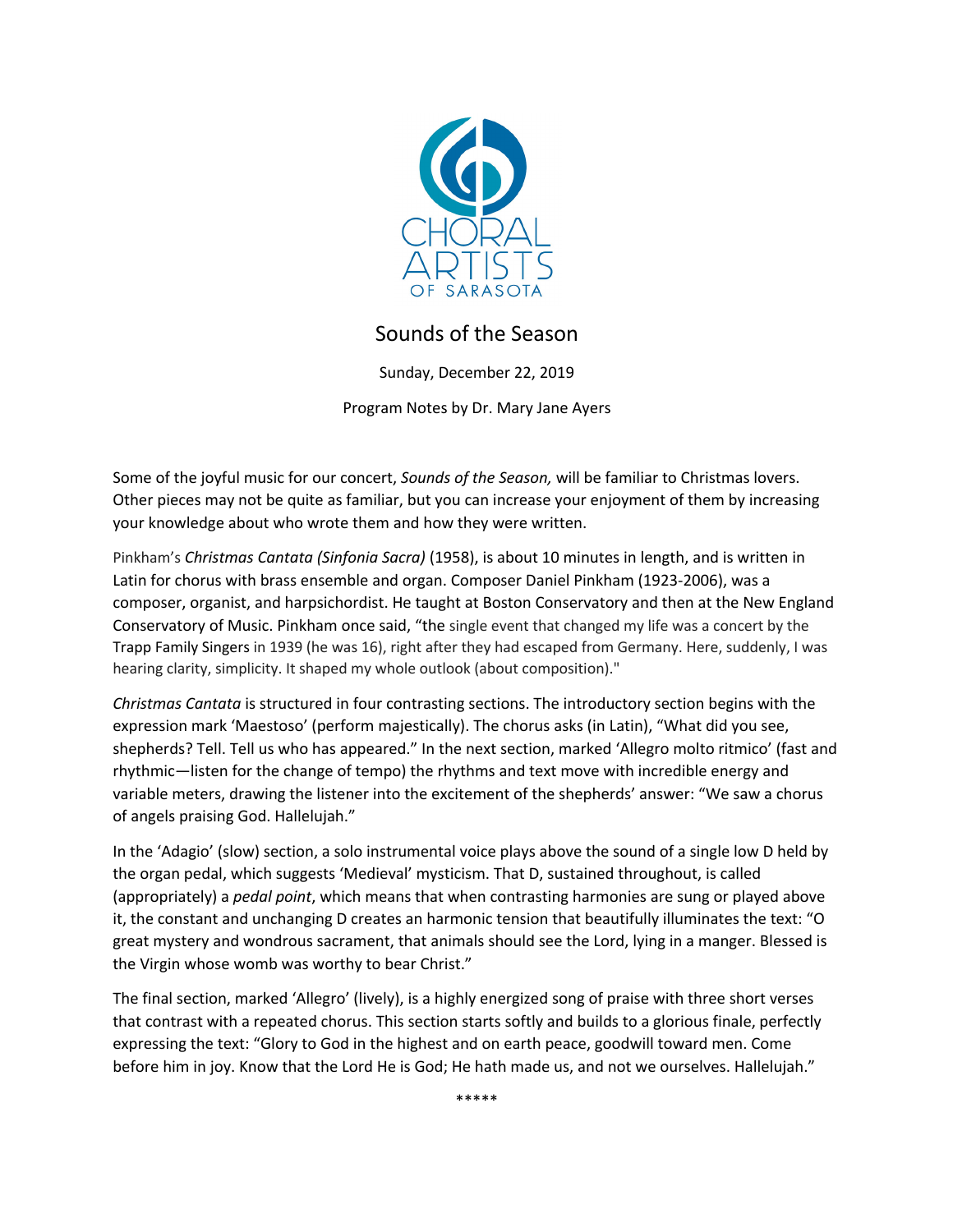CHORAL ARTISTS OF SARASOTA

# Sounds of the Season

Sunday, December 22, 2019

Program Notes by Dr. Mary Jane Ayers

Some of the joyful music for our concert, *Sounds of the Season,* will be familiar to Christmas lovers. Other pieces may not be quite as familiar, but you can increase your enjoyment of them by increasing your knowledge about who wrote them and how they were written.

Pinkham's *Christmas Cantata (Sinfonia Sacra)* (1958), is about 10 minutes in length, and is written in Latin for chorus with brass ensemble and organ. Composer Daniel Pinkham (1923-2006), was a composer, organist, and harpsichordist. He taught at Boston Conservatory and then at the New England Conservatory of Music. Pinkham once said, "the single event that changed my life was a concert by the Trapp Family Singers in 1939 (he was 16), right after they had escaped from Germany. Here, suddenly, I was hearing clarity, simplicity. It shaped my whole outlook (about composition)."

*Christmas Cantata* is structured in four contrasting sections. The introductory section begins with the expression mark 'Maestoso' (perform majestically). The chorus asks (in Latin), "What did you see, shepherds? Tell. Tell us who has appeared." In the next section, marked 'Allegro molto ritmico' (fast and rhythmic—listen for the change of tempo) the rhythms and text move with incredible energy and variable meters, drawing the listener into the excitement of the shepherds' answer: "We saw a chorus of angels praising God. Hallelujah."

In the 'Adagio' (slow) section, a solo instrumental voice plays above the sound of a single low D held by the organ pedal, which suggests 'Medieval' mysticism. That D, sustained throughout, is called (appropriately) a *pedal point*, which means that when contrasting harmonies are sung or played above it, the constant and unchanging D creates an harmonic tension that beautifully illuminates the text: "O great mystery and wondrous sacrament, that animals should see the Lord, lying in a manger. Blessed is the Virgin whose womb was worthy to bear Christ."

The final section, marked 'Allegro' (lively), is a highly energized song of praise with three short verses that contrast with a repeated chorus. This section starts softly and builds to a glorious finale, perfectly expressing the text: "Glory to God in the highest and on earth peace, goodwill toward men. Come before him in joy. Know that the Lord He is God; He hath made us, and not we ourselves. Hallelujah."

*****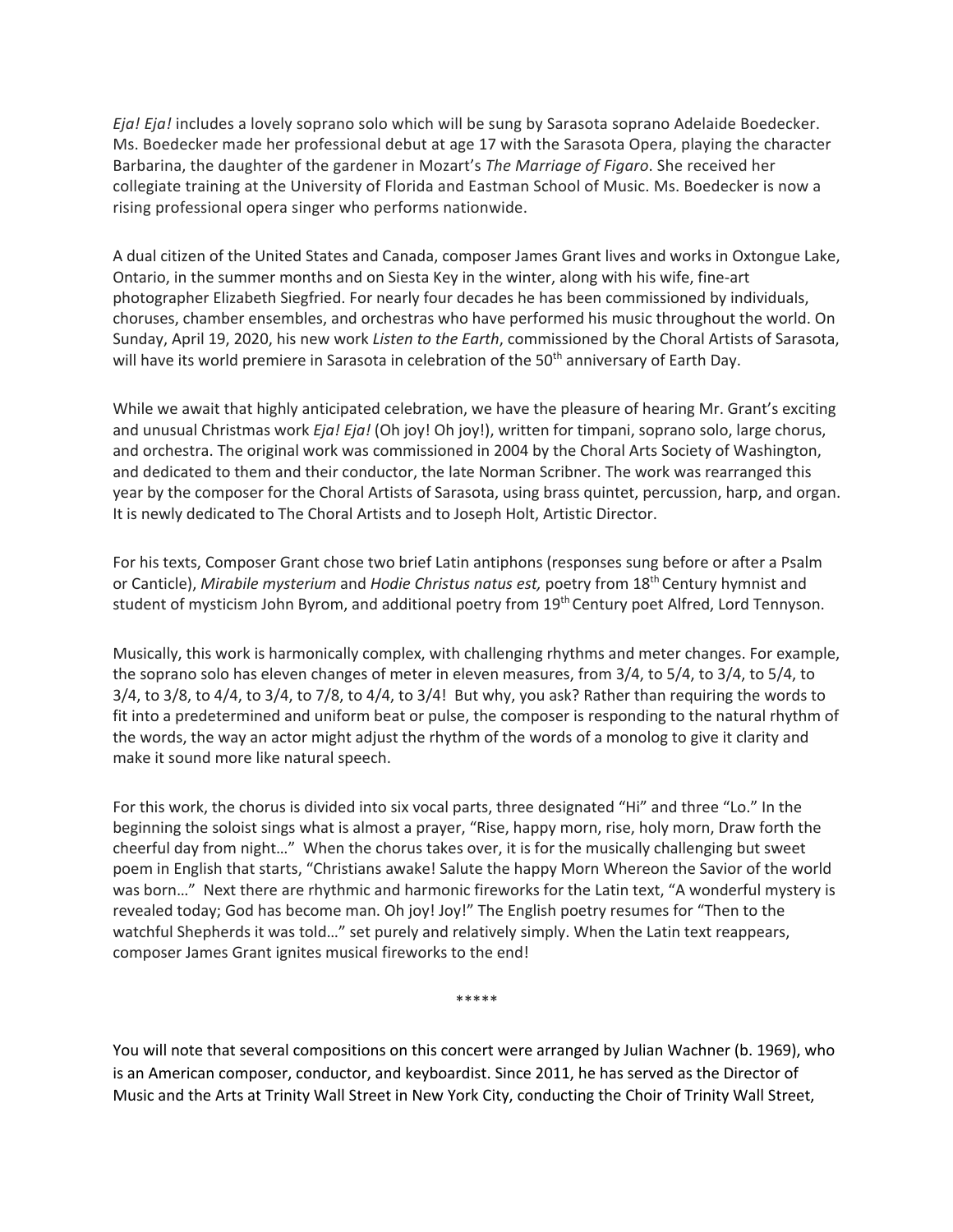*Eja! Eja!* includes a lovely soprano solo which will be sung by Sarasota soprano Adelaide Boedecker. Ms. Boedecker made her professional debut at age 17 with the Sarasota Opera, playing the character Barbarina, the daughter of the gardener in Mozart's *The Marriage of Figaro*. She received her collegiate training at the University of Florida and Eastman School of Music. Ms. Boedecker is now a rising professional opera singer who performs nationwide.

A dual citizen of the United States and Canada, composer James Grant lives and works in Oxtongue Lake, Ontario, in the summer months and on Siesta Key in the winter, along with his wife, fine-art photographer Elizabeth Siegfried. For nearly four decades he has been commissioned by individuals, choruses, chamber ensembles, and orchestras who have performed his music throughout the world. On Sunday, April 19, 2020, his new work *Listen to the Earth*, commissioned by the Choral Artists of Sarasota, will have its world premiere in Sarasota in celebration of the 50th anniversary of Earth Day.

While we await that highly anticipated celebration, we have the pleasure of hearing Mr. Grant's exciting and unusual Christmas work *Eja! Eja!* (Oh joy! Oh joy!), written for timpani, soprano solo, large chorus, and orchestra. The original work was commissioned in 2004 by the Choral Arts Society of Washington, and dedicated to them and their conductor, the late Norman Scribner. The work was rearranged this year by the composer for the Choral Artists of Sarasota, using brass quintet, percussion, harp, and organ. It is newly dedicated to The Choral Artists and to Joseph Holt, Artistic Director.

For his texts, Composer Grant chose two brief Latin antiphons (responses sung before or after a Psalm or Canticle), *Mirabile mysterium* and *Hodie Christus natus est,* poetry from 18th Century hymnist and student of mysticism John Byrom, and additional poetry from 19th Century poet Alfred, Lord Tennyson.

Musically, this work is harmonically complex, with challenging rhythms and meter changes. For example, the soprano solo has eleven changes of meter in eleven measures, from 3/4, to 5/4, to 3/4, to 5/4, to 3/4, to 3/8, to 4/4, to 3/4, to 7/8, to 4/4, to 3/4! But why, you ask? Rather than requiring the words to fit into a predetermined and uniform beat or pulse, the composer is responding to the natural rhythm of the words, the way an actor might adjust the rhythm of the words of a monolog to give it clarity and make it sound more like natural speech.

For this work, the chorus is divided into six vocal parts, three designated "Hi" and three "Lo." In the beginning the soloist sings what is almost a prayer, "Rise, happy morn, rise, holy morn, Draw forth the cheerful day from night…" When the chorus takes over, it is for the musically challenging but sweet poem in English that starts, "Christians awake! Salute the happy Morn Whereon the Savior of the world was born…" Next there are rhythmic and harmonic fireworks for the Latin text, "A wonderful mystery is revealed today; God has become man. Oh joy! Joy!" The English poetry resumes for "Then to the watchful Shepherds it was told…" set purely and relatively simply. When the Latin text reappears, composer James Grant ignites musical fireworks to the end!

*****

You will note that several compositions on this concert were arranged by Julian Wachner (b. 1969), who is an American composer, conductor, and keyboardist. Since 2011, he has served as the Director of Music and the Arts at Trinity Wall Street in New York City, conducting the Choir of Trinity Wall Street,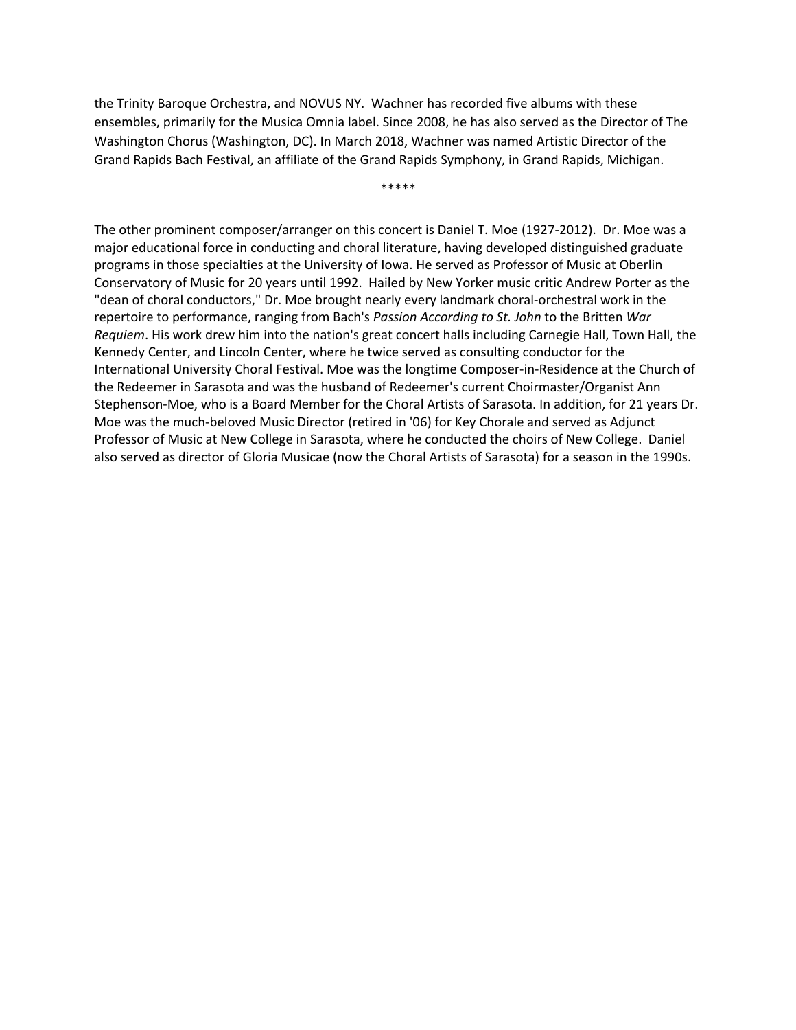the Trinity Baroque Orchestra, and NOVUS NY. Wachner has recorded five albums with these ensembles, primarily for the Musica Omnia label. Since 2008, he has also served as the Director of The Washington Chorus (Washington, DC). In March 2018, Wachner was named Artistic Director of the Grand Rapids Bach Festival, an affiliate of the Grand Rapids Symphony, in Grand Rapids, Michigan.

*****

The other prominent composer/arranger on this concert is Daniel T. Moe (1927-2012). Dr. Moe was a major educational force in conducting and choral literature, having developed distinguished graduate programs in those specialties at the University of Iowa. He served as Professor of Music at Oberlin Conservatory of Music for 20 years until 1992. Hailed by New Yorker music critic Andrew Porter as the "dean of choral conductors," Dr. Moe brought nearly every landmark choral-orchestral work in the repertoire to performance, ranging from Bach's *Passion According to St. John* to the Britten *War Requiem*. His work drew him into the nation's great concert halls including Carnegie Hall, Town Hall, the Kennedy Center, and Lincoln Center, where he twice served as consulting conductor for the International University Choral Festival. Moe was the longtime Composer-in-Residence at the Church of the Redeemer in Sarasota and was the husband of Redeemer's current Choirmaster/Organist Ann Stephenson-Moe, who is a Board Member for the Choral Artists of Sarasota. In addition, for 21 years Dr. Moe was the much-beloved Music Director (retired in '06) for Key Chorale and served as Adjunct Professor of Music at New College in Sarasota, where he conducted the choirs of New College. Daniel also served as director of Gloria Musicae (now the Choral Artists of Sarasota) for a season in the 1990s.